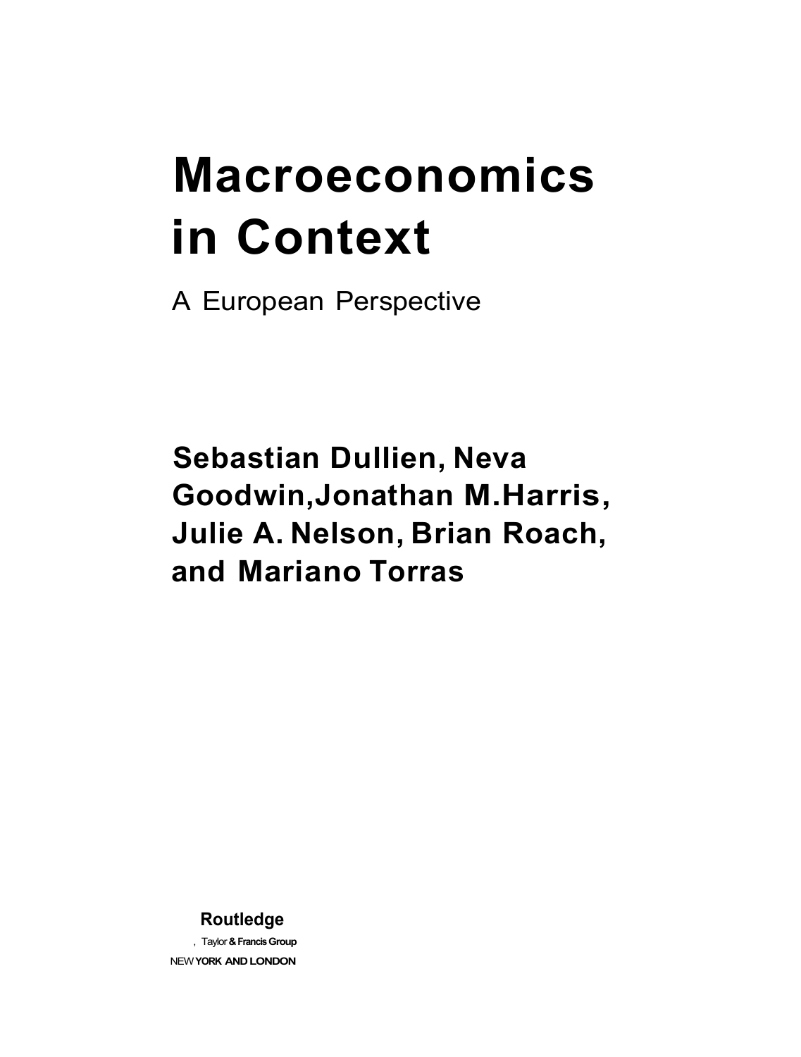# Macroeconomics in Context

A European Perspective

**Sebastian Dullien, Neva Goodwin,Jonathan M.Harris, Julie A. Nelson, Brian Roach, and Mariano Torras**

**Routledge**

, Taylor **& Francis Group**

NEW **YORK AND LONDON**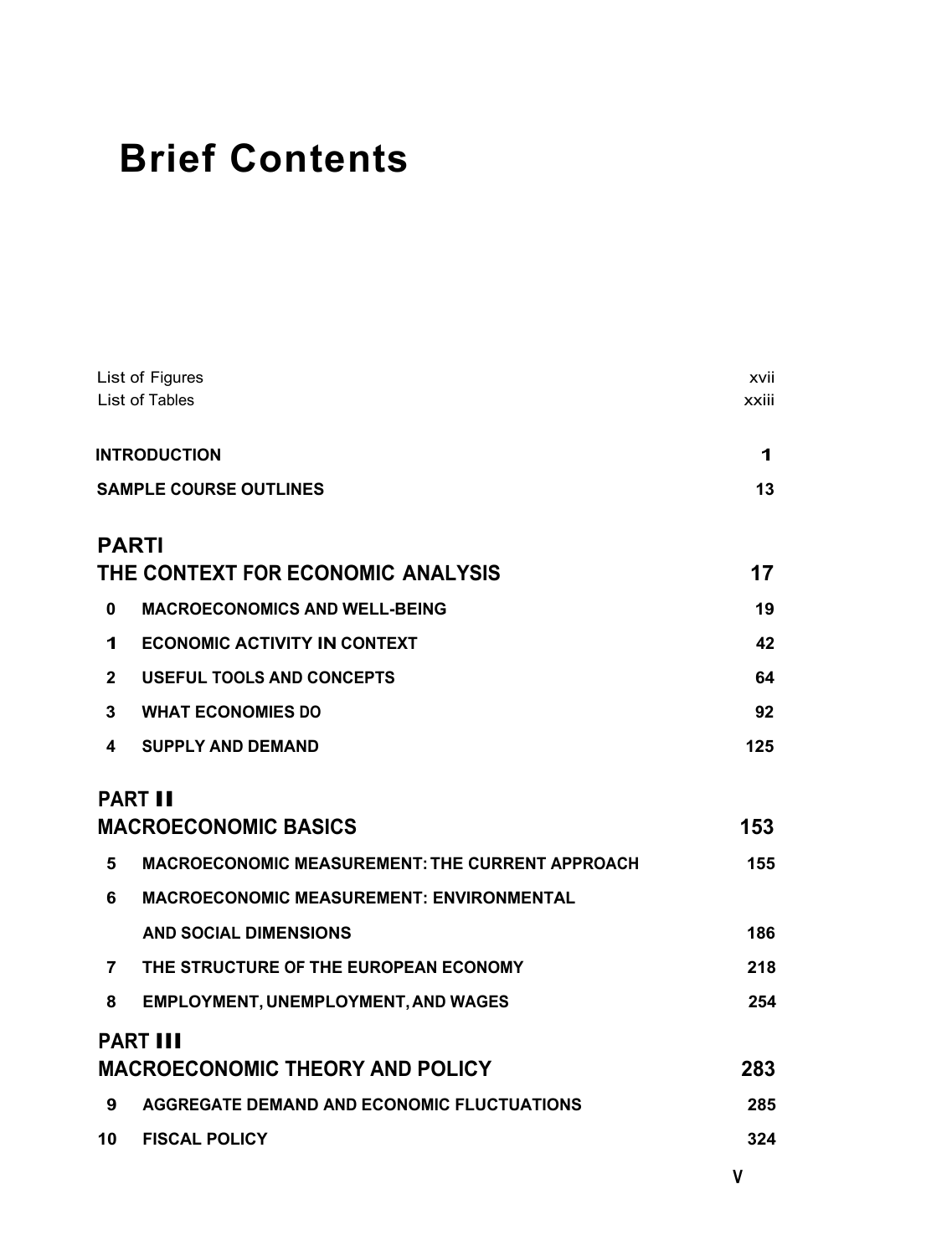# Brief Contents

| | | |
|---|---|---|
| List of Figures | | xvii |
| List of Tables | | xxiii |
| **INTRODUCTION** | | **1** |
| **SAMPLE COURSE OUTLINES** | | **13** |
| **PARTI** **THE CONTEXT FOR ECONOMIC ANALYSIS** | | **17** |
| **0** | **MACROECONOMICS AND WELL-BEING** | **19** |
| **1** | **ECONOMIC ACTIVITY IN CONTEXT** | **42** |
| **2** | **USEFUL TOOLS AND CONCEPTS** | **64** |
| **3** | **WHAT ECONOMIES DO** | **92** |
| **4** | **SUPPLY AND DEMAND** | **125** |
| **PART II** **MACROECONOMIC BASICS** | | **153** |
| **5** | **MACROECONOMIC MEASUREMENT: THE CURRENT APPROACH** | **155** |
| **6** | **MACROECONOMIC MEASUREMENT: ENVIRONMENTAL AND SOCIAL DIMENSIONS** | **186** |
| **7** | **THE STRUCTURE OF THE EUROPEAN ECONOMY** | **218** |
| **8** | **EMPLOYMENT, UNEMPLOYMENT, AND WAGES** | **254** |
| **PART III** **MACROECONOMIC THEORY AND POLICY** | | **283** |
| **9** | **AGGREGATE DEMAND AND ECONOMIC FLUCTUATIONS** | **285** |
| **10** | **FISCAL POLICY** | **324** |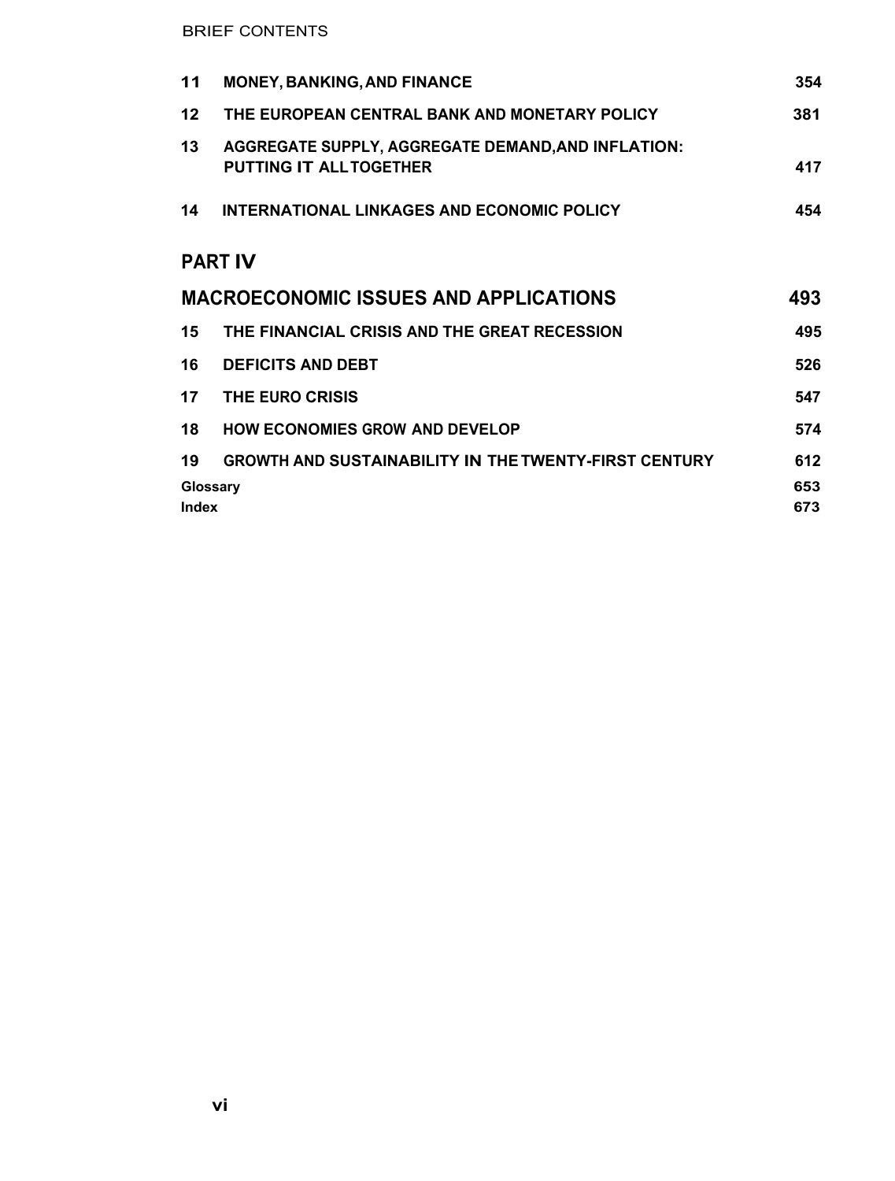| | | |
|---|---|---|
| 11 | MONEY, BANKING, AND FINANCE | 354 |
| 12 | THE EUROPEAN CENTRAL BANK AND MONETARY POLICY | 381 |
| 13 | AGGREGATE SUPPLY, AGGREGATE DEMAND, AND INFLATION: PUTTING IT ALL TOGETHER | 417 |
| 14 | INTERNATIONAL LINKAGES AND ECONOMIC POLICY | 454 |

## PART IV

## MACROECONOMIC ISSUES AND APPLICATIONS 493

| | | |
|---|---|---|
| 15 | THE FINANCIAL CRISIS AND THE GREAT RECESSION | 495 |
| 16 | DEFICITS AND DEBT | 526 |
| 17 | THE EURO CRISIS | 547 |
| 18 | HOW ECONOMIES GROW AND DEVELOP | 574 |
| 19 | GROWTH AND SUSTAINABILITY IN THE TWENTY-FIRST CENTURY | 612 |
| Glossary | | 653 |
| Index | | 673 |